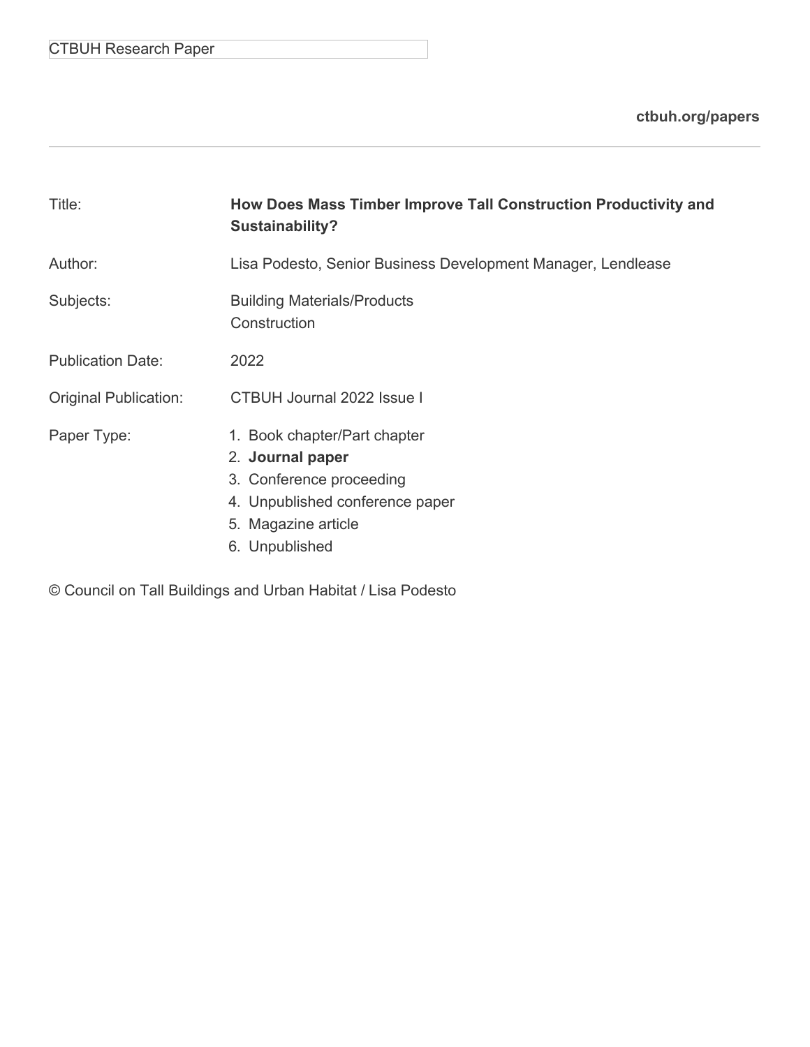CTBUH Research Paper

**ctbuh.org/papers**

---

| | |
|---|---|
| Title: | **How Does Mass Timber Improve Tall Construction Productivity and Sustainability?** |
| Author: | Lisa Podesto, Senior Business Development Manager, Lendlease |
| Subjects: | Building Materials/Products<br>Construction |
| Publication Date: | 2022 |
| Original Publication: | CTBUH Journal 2022 Issue I |
| Paper Type: | 1. Book chapter/Part chapter<br>2. **Journal paper**<br>3. Conference proceeding<br>4. Unpublished conference paper<br>5. Magazine article<br>6. Unpublished |

© Council on Tall Buildings and Urban Habitat / Lisa Podesto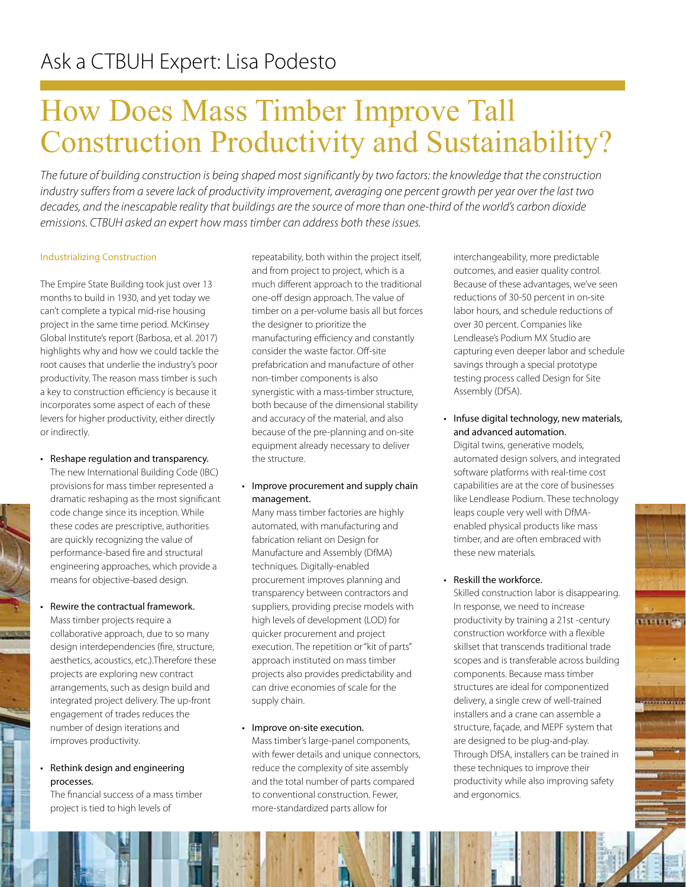# Ask a CTBUH Expert: Lisa Podesto

# How Does Mass Timber Improve Tall Construction Productivity and Sustainability?

*The future of building construction is being shaped most significantly by two factors: the knowledge that the construction industry suffers from a severe lack of productivity improvement, averaging one percent growth per year over the last two decades, and the inescapable reality that buildings are the source of more than one-third of the world's carbon dioxide emissions. CTBUH asked an expert how mass timber can address both these issues.*

## Industrializing Construction

The Empire State Building took just over 13 months to build in 1930, and yet today we can't complete a typical mid-rise housing project in the same time period. McKinsey Global Institute's report (Barbosa, et al. 2017) highlights why and how we could tackle the root causes that underlie the industry's poor productivity. The reason mass timber is such a key to construction efficiency is because it incorporates some aspect of each of these levers for higher productivity, either directly or indirectly.

- **Reshape regulation and transparency.** The new International Building Code (IBC) provisions for mass timber represented a dramatic reshaping as the most significant code change since its inception. While these codes are prescriptive, authorities are quickly recognizing the value of performance-based fire and structural engineering approaches, which provide a means for objective-based design.

- **Rewire the contractual framework.** Mass timber projects require a collaborative approach, due to so many design interdependencies (fire, structure, aesthetics, acoustics, etc.).Therefore these projects are exploring new contract arrangements, such as design build and integrated project delivery. The up-front engagement of trades reduces the number of design iterations and improves productivity.

- **Rethink design and engineering processes.** The financial success of a mass timber project is tied to high levels of repeatability, both within the project itself, and from project to project, which is a much different approach to the traditional one-off design approach. The value of timber on a per-volume basis all but forces the designer to prioritize the manufacturing efficiency and constantly consider the waste factor. Off-site prefabrication and manufacture of other non-timber components is also synergistic with a mass-timber structure, both because of the dimensional stability and accuracy of the material, and also because of the pre-planning and on-site equipment already necessary to deliver the structure.

- **Improve procurement and supply chain management.** Many mass timber factories are highly automated, with manufacturing and fabrication reliant on Design for Manufacture and Assembly (DfMA) techniques. Digitally-enabled procurement improves planning and transparency between contractors and suppliers, providing precise models with high levels of development (LOD) for quicker procurement and project execution. The repetition or "kit of parts" approach instituted on mass timber projects also provides predictability and can drive economies of scale for the supply chain.

- **Improve on-site execution.** Mass timber's large-panel components, with fewer details and unique connectors, reduce the complexity of site assembly and the total number of parts compared to conventional construction. Fewer, more-standardized parts allow for interchangeability, more predictable outcomes, and easier quality control. Because of these advantages, we've seen reductions of 30-50 percent in on-site labor hours, and schedule reductions of over 30 percent. Companies like Lendlease's Podium MX Studio are capturing even deeper labor and schedule savings through a special prototype testing process called Design for Site Assembly (DfSA).

- **Infuse digital technology, new materials, and advanced automation.** Digital twins, generative models, automated design solvers, and integrated software platforms with real-time cost capabilities are at the core of businesses like Lendlease Podium. These technology leaps couple very well with DfMA-enabled physical products like mass timber, and are often embraced with these new materials.

- **Reskill the workforce.** Skilled construction labor is disappearing. In response, we need to increase productivity by training a 21st -century construction workforce with a flexible skillset that transcends traditional trade scopes and is transferable across building components. Because mass timber structures are ideal for componentized delivery, a single crew of well-trained installers and a crane can assemble a structure, façade, and MEPF system that are designed to be plug-and-play. Through DfSA, installers can be trained in these techniques to improve their productivity while also improving safety and ergonomics.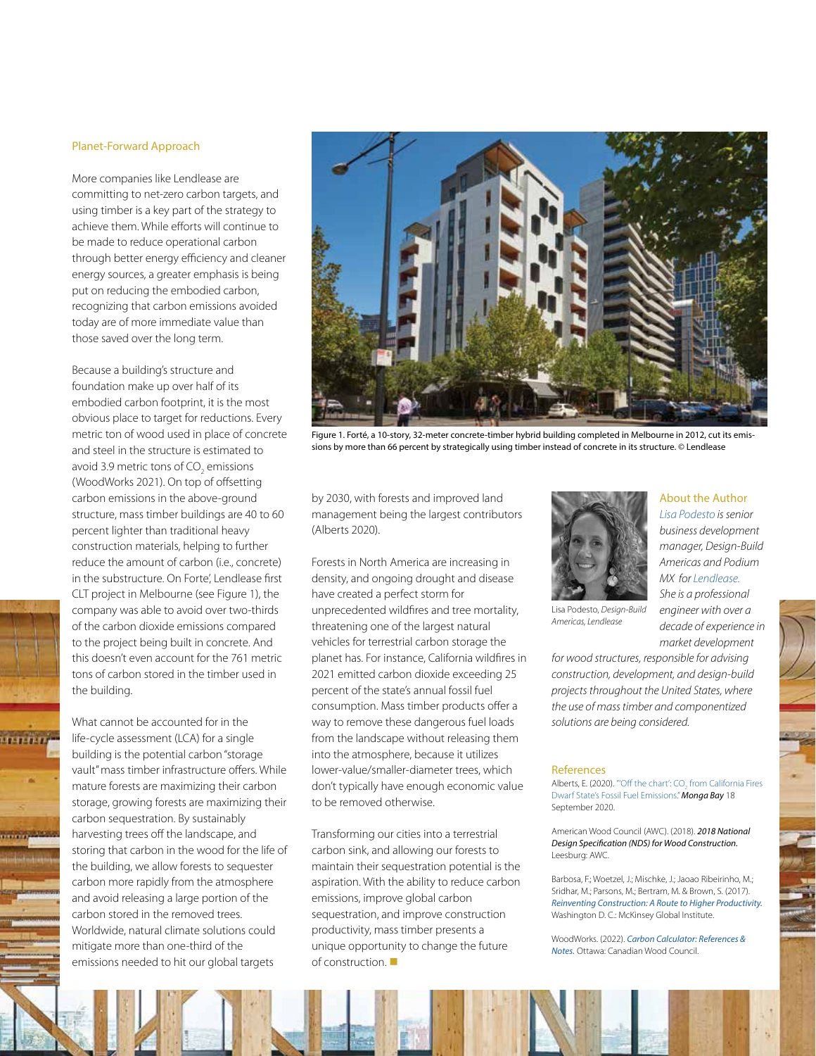## Planet-Forward Approach

More companies like Lendlease are committing to net-zero carbon targets, and using timber is a key part of the strategy to achieve them. While efforts will continue to be made to reduce operational carbon through better energy efficiency and cleaner energy sources, a greater emphasis is being put on reducing the embodied carbon, recognizing that carbon emissions avoided today are of more immediate value than those saved over the long term.

Because a building's structure and foundation make up over half of its embodied carbon footprint, it is the most obvious place to target for reductions. Every metric ton of wood used in place of concrete and steel in the structure is estimated to avoid 3.9 metric tons of $CO_2$ emissions (WoodWorks 2021). On top of offsetting carbon emissions in the above-ground structure, mass timber buildings are 40 to 60 percent lighter than traditional heavy construction materials, helping to further reduce the amount of carbon (i.e., concrete) in the substructure. On Forte', Lendlease first CLT project in Melbourne (see Figure 1), the company was able to avoid over two-thirds of the carbon dioxide emissions compared to the project being built in concrete. And this doesn't even account for the 761 metric tons of carbon stored in the timber used in the building.

What cannot be accounted for in the life-cycle assessment (LCA) for a single building is the potential carbon "storage vault" mass timber infrastructure offers. While mature forests are maximizing their carbon storage, growing forests are maximizing their carbon sequestration. By sustainably harvesting trees off the landscape, and storing that carbon in the wood for the life of the building, we allow forests to sequester carbon more rapidly from the atmosphere and avoid releasing a large portion of the carbon stored in the removed trees. Worldwide, natural climate solutions could mitigate more than one-third of the emissions needed to hit our global targets by 2030, with forests and improved land management being the largest contributors (Alberts 2020).

Figure 1. Forté, a 10-story, 32-meter concrete-timber hybrid building completed in Melbourne in 2012, cut its emissions by more than 66 percent by strategically using timber instead of concrete in its structure. © Lendlease

Forests in North America are increasing in density, and ongoing drought and disease have created a perfect storm for unprecedented wildfires and tree mortality, threatening one of the largest natural vehicles for terrestrial carbon storage the planet has. For instance, California wildfires in 2021 emitted carbon dioxide exceeding 25 percent of the state's annual fossil fuel consumption. Mass timber products offer a way to remove these dangerous fuel loads from the landscape without releasing them into the atmosphere, because it utilizes lower-value/smaller-diameter trees, which don't typically have enough economic value to be removed otherwise.

Transforming our cities into a terrestrial carbon sink, and allowing our forests to maintain their sequestration potential is the aspiration. With the ability to reduce carbon emissions, improve global carbon sequestration, and improve construction productivity, mass timber presents a unique opportunity to change the future of construction. ■

### About the Author

Lisa Podesto, *Design-Build Americas, Lendlease*

*Lisa Podesto is senior business development manager, Design-Build Americas and Podium MX for Lendlease. She is a professional engineer with over a decade of experience in market development for wood structures, responsible for advising construction, development, and design-build projects throughout the United States, where the use of mass timber and componentized solutions are being considered.*

### References

Alberts, E. (2020). "'Off the chart': $CO_2$ from California Fires Dwarf State's Fossil Fuel Emissions." ***Monga Bay*** 18 September 2020.

American Wood Council (AWC). (2018). ***2018 National Design Specification (NDS) for Wood Construction.*** Leesburg: AWC.

Barbosa, F.; Woetzel, J.; Mischke, J.; Jaoao Ribeirinho, M.; Sridhar, M.; Parsons, M.; Bertram, M. & Brown, S. (2017). ***Reinventing Construction: A Route to Higher Productivity.*** Washington D. C.: McKinsey Global Institute.

WoodWorks. (2022). ***Carbon Calculator: References & Notes.*** Ottawa: Canadian Wood Council.